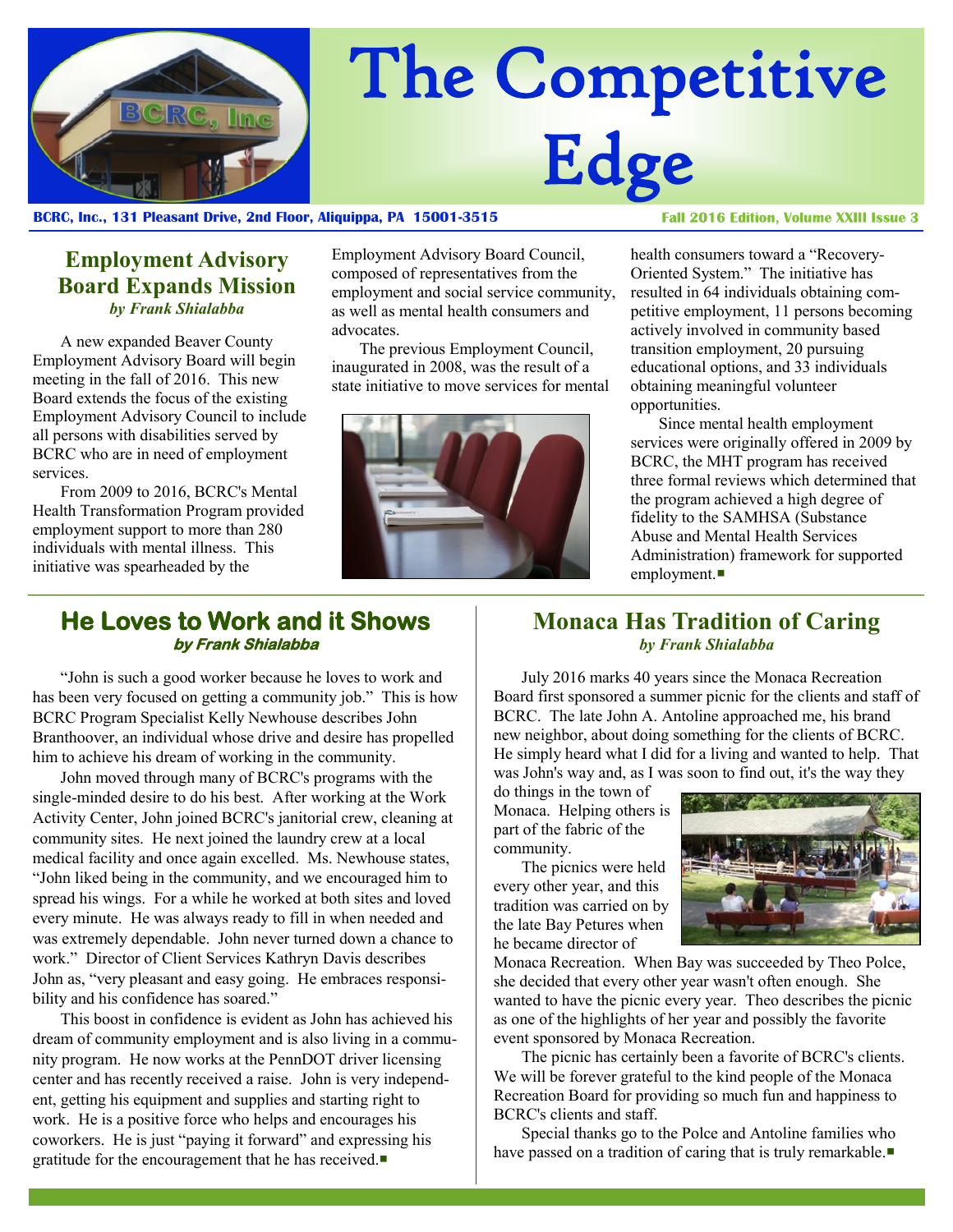# The Competitive Edge

**BCRC, Inc., 131 Pleasant Drive, 2nd Floor, Aliquippa, PA 15001-3515**

**Fall 2016 Edition, Volume XXIII Issue 3**

## Employment Advisory Board Expands Mission

*by Frank Shialabba*

A new expanded Beaver County Employment Advisory Board will begin meeting in the fall of 2016. This new Board extends the focus of the existing Employment Advisory Council to include all persons with disabilities served by BCRC who are in need of employment services.

From 2009 to 2016, BCRC's Mental Health Transformation Program provided employment support to more than 280 individuals with mental illness. This initiative was spearheaded by the Employment Advisory Board Council, composed of representatives from the employment and social service community, as well as mental health consumers and advocates.

The previous Employment Council, inaugurated in 2008, was the result of a state initiative to move services for mental health consumers toward a "Recovery-Oriented System." The initiative has resulted in 64 individuals obtaining competitive employment, 11 persons becoming actively involved in community based transition employment, 20 pursuing educational options, and 33 individuals obtaining meaningful volunteer opportunities.

Since mental health employment services were originally offered in 2009 by BCRC, the MHT program has received three formal reviews which determined that the program achieved a high degree of fidelity to the SAMHSA (Substance Abuse and Mental Health Services Administration) framework for supported employment.■

## He Loves to Work and it Shows

*by Frank Shialabba*

"John is such a good worker because he loves to work and has been very focused on getting a community job." This is how BCRC Program Specialist Kelly Newhouse describes John Branthoover, an individual whose drive and desire has propelled him to achieve his dream of working in the community.

John moved through many of BCRC's programs with the single-minded desire to do his best. After working at the Work Activity Center, John joined BCRC's janitorial crew, cleaning at community sites. He next joined the laundry crew at a local medical facility and once again excelled. Ms. Newhouse states, "John liked being in the community, and we encouraged him to spread his wings. For a while he worked at both sites and loved every minute. He was always ready to fill in when needed and was extremely dependable. John never turned down a chance to work." Director of Client Services Kathryn Davis describes John as, "very pleasant and easy going. He embraces responsibility and his confidence has soared."

This boost in confidence is evident as John has achieved his dream of community employment and is also living in a community program. He now works at the PennDOT driver licensing center and has recently received a raise. John is very independent, getting his equipment and supplies and starting right to work. He is a positive force who helps and encourages his coworkers. He is just "paying it forward" and expressing his gratitude for the encouragement that he has received.■

## Monaca Has Tradition of Caring

*by Frank Shialabba*

July 2016 marks 40 years since the Monaca Recreation Board first sponsored a summer picnic for the clients and staff of BCRC. The late John A. Antoline approached me, his brand new neighbor, about doing something for the clients of BCRC. He simply heard what I did for a living and wanted to help. That was John's way and, as I was soon to find out, it's the way they do things in the town of Monaca. Helping others is part of the fabric of the community.

The picnics were held every other year, and this tradition was carried on by the late Bay Petures when he became director of Monaca Recreation. When Bay was succeeded by Theo Polce, she decided that every other year wasn't often enough. She wanted to have the picnic every year. Theo describes the picnic as one of the highlights of her year and possibly the favorite event sponsored by Monaca Recreation.

The picnic has certainly been a favorite of BCRC's clients. We will be forever grateful to the kind people of the Monaca Recreation Board for providing so much fun and happiness to BCRC's clients and staff.

Special thanks go to the Polce and Antoline families who have passed on a tradition of caring that is truly remarkable.■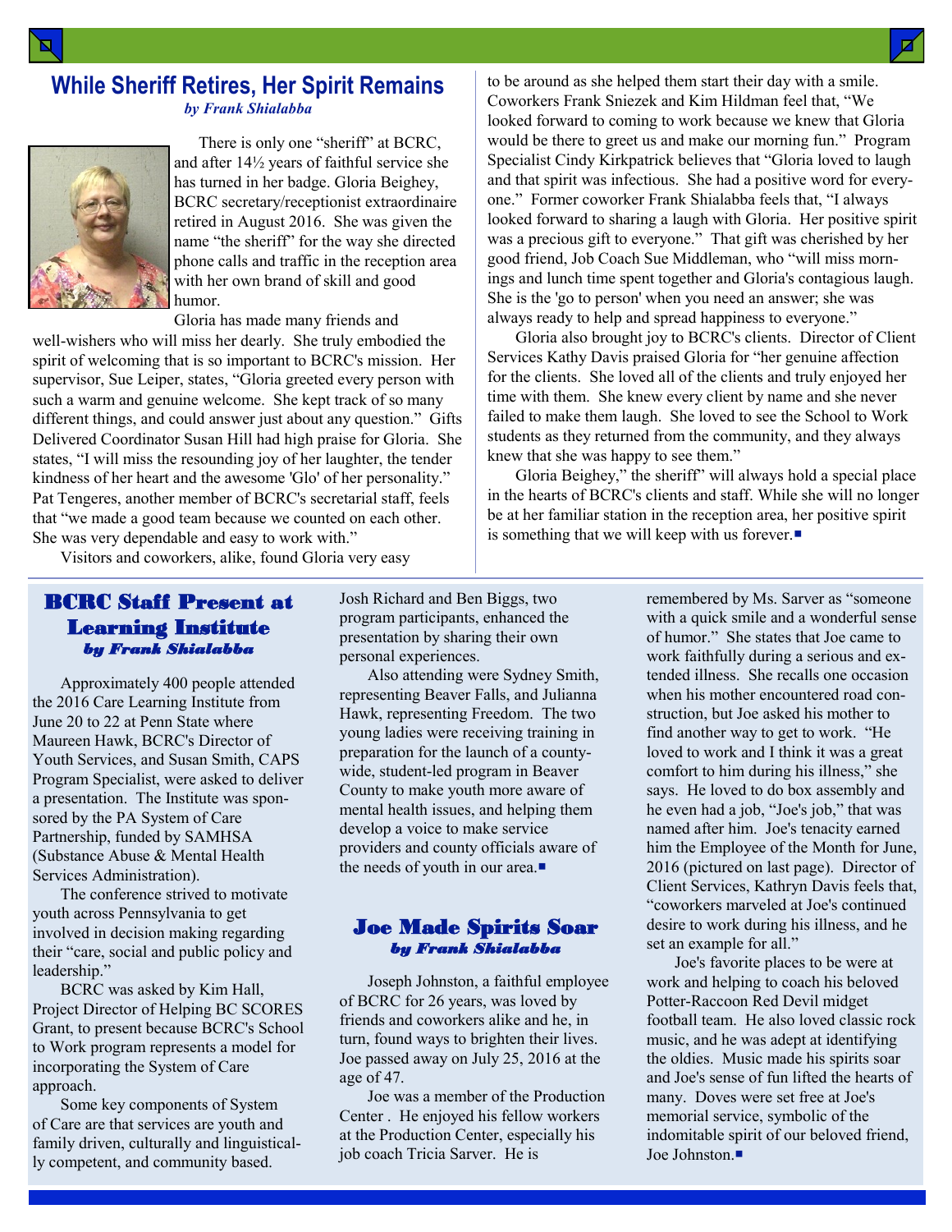## While Sheriff Retires, Her Spirit Remains

*by Frank Shialabba*

There is only one "sheriff" at BCRC, and after 14½ years of faithful service she has turned in her badge. Gloria Beighey, BCRC secretary/receptionist extraordinaire retired in August 2016. She was given the name "the sheriff" for the way she directed phone calls and traffic in the reception area with her own brand of skill and good humor.

Gloria has made many friends and well-wishers who will miss her dearly. She truly embodied the spirit of welcoming that is so important to BCRC's mission. Her supervisor, Sue Leiper, states, "Gloria greeted every person with such a warm and genuine welcome. She kept track of so many different things, and could answer just about any question." Gifts Delivered Coordinator Susan Hill had high praise for Gloria. She states, "I will miss the resounding joy of her laughter, the tender kindness of her heart and the awesome 'Glo' of her personality." Pat Tengeres, another member of BCRC's secretarial staff, feels that "we made a good team because we counted on each other. She was very dependable and easy to work with."

Visitors and coworkers, alike, found Gloria very easy to be around as she helped them start their day with a smile. Coworkers Frank Sniezek and Kim Hildman feel that, "We looked forward to coming to work because we knew that Gloria would be there to greet us and make our morning fun." Program Specialist Cindy Kirkpatrick believes that "Gloria loved to laugh and that spirit was infectious. She had a positive word for everyone." Former coworker Frank Shialabba feels that, "I always looked forward to sharing a laugh with Gloria. Her positive spirit was a precious gift to everyone." That gift was cherished by her good friend, Job Coach Sue Middleman, who "will miss mornings and lunch time spent together and Gloria's contagious laugh. She is the 'go to person' when you need an answer; she was always ready to help and spread happiness to everyone."

Gloria also brought joy to BCRC's clients. Director of Client Services Kathy Davis praised Gloria for "her genuine affection for the clients. She loved all of the clients and truly enjoyed her time with them. She knew every client by name and she never failed to make them laugh. She loved to see the School to Work students as they returned from the community, and they always knew that she was happy to see them."

Gloria Beighey," the sheriff" will always hold a special place in the hearts of BCRC's clients and staff. While she will no longer be at her familiar station in the reception area, her positive spirit is something that we will keep with us forever.■

## BCRC Staff Present at Learning Institute

*by Frank Shialabba*

Approximately 400 people attended the 2016 Care Learning Institute from June 20 to 22 at Penn State where Maureen Hawk, BCRC's Director of Youth Services, and Susan Smith, CAPS Program Specialist, were asked to deliver a presentation. The Institute was sponsored by the PA System of Care Partnership, funded by SAMHSA (Substance Abuse & Mental Health Services Administration).

The conference strived to motivate youth across Pennsylvania to get involved in decision making regarding their "care, social and public policy and leadership."

BCRC was asked by Kim Hall, Project Director of Helping BC SCORES Grant, to present because BCRC's School to Work program represents a model for incorporating the System of Care approach.

Some key components of System of Care are that services are youth and family driven, culturally and linguistically competent, and community based. Josh Richard and Ben Biggs, two program participants, enhanced the presentation by sharing their own personal experiences.

Also attending were Sydney Smith, representing Beaver Falls, and Julianna Hawk, representing Freedom. The two young ladies were receiving training in preparation for the launch of a county-wide, student-led program in Beaver County to make youth more aware of mental health issues, and helping them develop a voice to make service providers and county officials aware of the needs of youth in our area.■

## Joe Made Spirits Soar

*by Frank Shialabba*

Joseph Johnston, a faithful employee of BCRC for 26 years, was loved by friends and coworkers alike and he, in turn, found ways to brighten their lives. Joe passed away on July 25, 2016 at the age of 47.

Joe was a member of the Production Center . He enjoyed his fellow workers at the Production Center, especially his job coach Tricia Sarver. He is remembered by Ms. Sarver as "someone with a quick smile and a wonderful sense of humor." She states that Joe came to work faithfully during a serious and extended illness. She recalls one occasion when his mother encountered road construction, but Joe asked his mother to find another way to get to work. "He loved to work and I think it was a great comfort to him during his illness," she says. He loved to do box assembly and he even had a job, "Joe's job," that was named after him. Joe's tenacity earned him the Employee of the Month for June, 2016 (pictured on last page). Director of Client Services, Kathryn Davis feels that, "coworkers marveled at Joe's continued desire to work during his illness, and he set an example for all."

Joe's favorite places to be were at work and helping to coach his beloved Potter-Raccoon Red Devil midget football team. He also loved classic rock music, and he was adept at identifying the oldies. Music made his spirits soar and Joe's sense of fun lifted the hearts of many. Doves were set free at Joe's memorial service, symbolic of the indomitable spirit of our beloved friend, Joe Johnston.■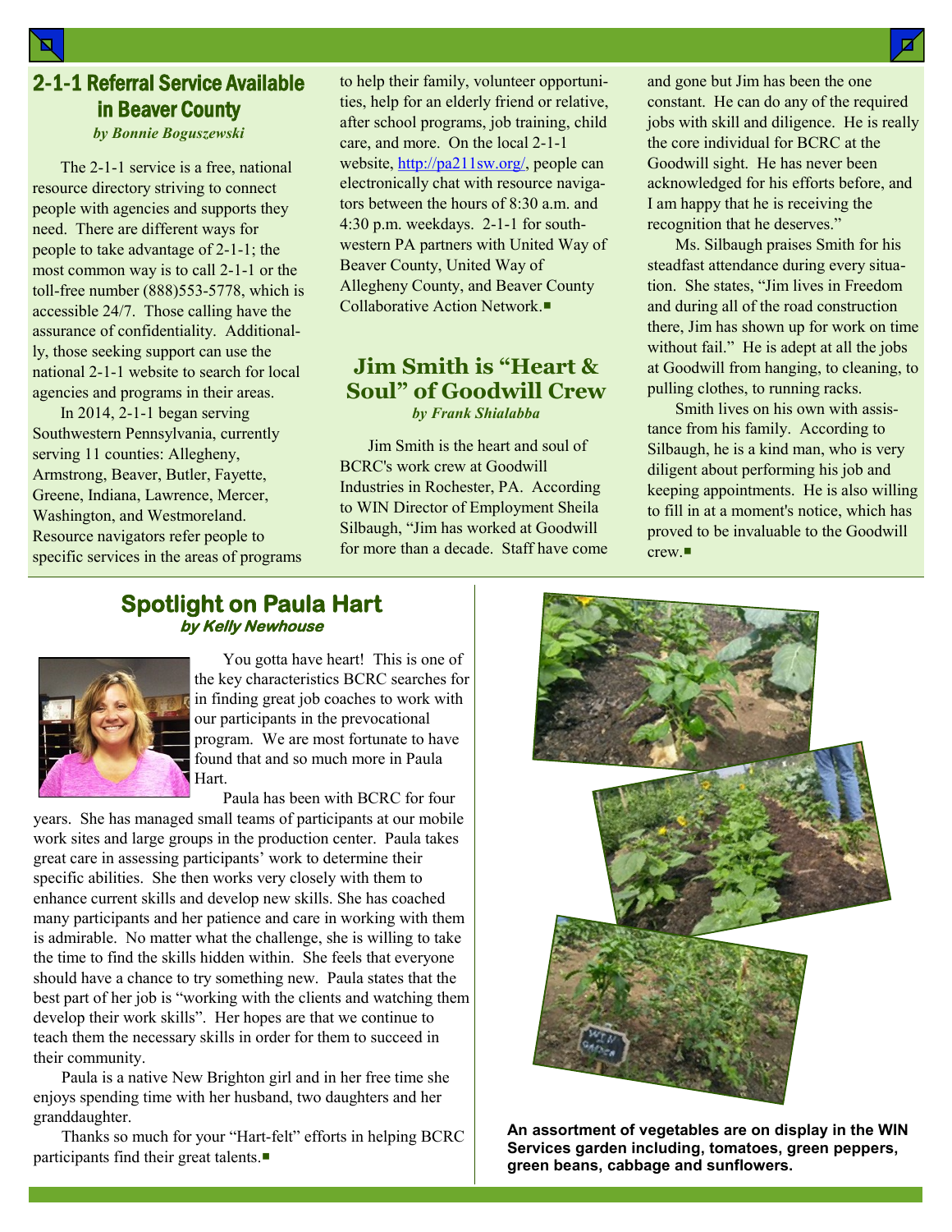## 2-1-1 Referral Service Available in Beaver County

*by Bonnie Boguszewski*

The 2-1-1 service is a free, national resource directory striving to connect people with agencies and supports they need. There are different ways for people to take advantage of 2-1-1; the most common way is to call 2-1-1 or the toll-free number (888)553-5778, which is accessible 24/7. Those calling have the assurance of confidentiality. Additionally, those seeking support can use the national 2-1-1 website to search for local agencies and programs in their areas.

In 2014, 2-1-1 began serving Southwestern Pennsylvania, currently serving 11 counties: Allegheny, Armstrong, Beaver, Butler, Fayette, Greene, Indiana, Lawrence, Mercer, Washington, and Westmoreland. Resource navigators refer people to specific services in the areas of programs to help their family, volunteer opportunities, help for an elderly friend or relative, after school programs, job training, child care, and more. On the local 2-1-1 website, http://pa211sw.org/, people can electronically chat with resource navigators between the hours of 8:30 a.m. and 4:30 p.m. weekdays. 2-1-1 for southwestern PA partners with United Way of Beaver County, United Way of Allegheny County, and Beaver County Collaborative Action Network.■

## Jim Smith is "Heart & Soul" of Goodwill Crew

*by Frank Shialabba*

Jim Smith is the heart and soul of BCRC's work crew at Goodwill Industries in Rochester, PA. According to WIN Director of Employment Sheila Silbaugh, "Jim has worked at Goodwill for more than a decade. Staff have come and gone but Jim has been the one constant. He can do any of the required jobs with skill and diligence. He is really the core individual for BCRC at the Goodwill sight. He has never been acknowledged for his efforts before, and I am happy that he is receiving the recognition that he deserves."

Ms. Silbaugh praises Smith for his steadfast attendance during every situation. She states, "Jim lives in Freedom and during all of the road construction there, Jim has shown up for work on time without fail." He is adept at all the jobs at Goodwill from hanging, to cleaning, to pulling clothes, to running racks.

Smith lives on his own with assistance from his family. According to Silbaugh, he is a kind man, who is very diligent about performing his job and keeping appointments. He is also willing to fill in at a moment's notice, which has proved to be invaluable to the Goodwill crew.■

## Spotlight on Paula Hart

*by Kelly Newhouse*

You gotta have heart! This is one of the key characteristics BCRC searches for in finding great job coaches to work with our participants in the prevocational program. We are most fortunate to have found that and so much more in Paula Hart.

Paula has been with BCRC for four years. She has managed small teams of participants at our mobile work sites and large groups in the production center. Paula takes great care in assessing participants' work to determine their specific abilities. She then works very closely with them to enhance current skills and develop new skills. She has coached many participants and her patience and care in working with them is admirable. No matter what the challenge, she is willing to take the time to find the skills hidden within. She feels that everyone should have a chance to try something new. Paula states that the best part of her job is "working with the clients and watching them develop their work skills". Her hopes are that we continue to teach them the necessary skills in order for them to succeed in their community.

Paula is a native New Brighton girl and in her free time she enjoys spending time with her husband, two daughters and her granddaughter.

Thanks so much for your "Hart-felt" efforts in helping BCRC participants find their great talents.■

**An assortment of vegetables are on display in the WIN Services garden including, tomatoes, green peppers, green beans, cabbage and sunflowers.**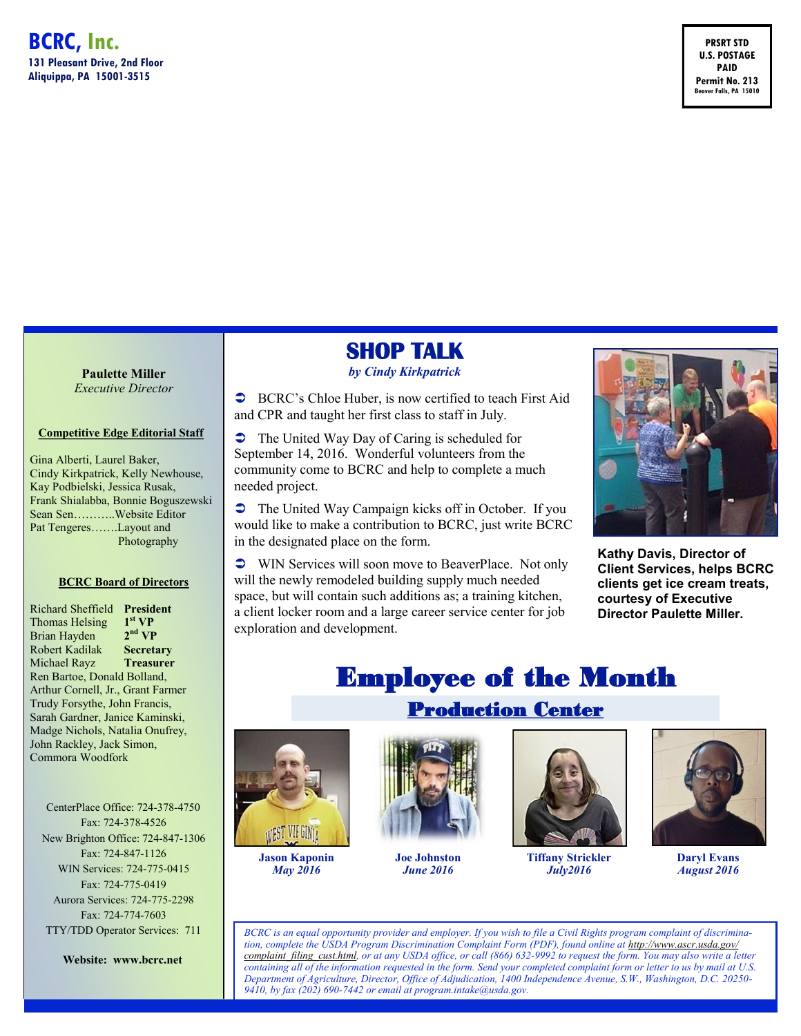**BCRC, Inc.**
**131 Pleasant Drive, 2nd Floor**
**Aliquippa, PA 15001-3515**

PRSRT STD
U.S. POSTAGE
PAID
Permit No. 213
Beaver Falls, PA 15010

**Paulette Miller**
*Executive Director*

**Competitive Edge Editorial Staff**

Gina Alberti, Laurel Baker, Cindy Kirkpatrick, Kelly Newhouse, Kay Podbielski, Jessica Rusak, Frank Shialabba, Bonnie Boguszewski
Sean Sen………..Website Editor
Pat Tengeres…….Layout and Photography

**BCRC Board of Directors**

Richard Sheffield **President**
Thomas Helsing **1st VP**
Brian Hayden **2nd VP**
Robert Kadilak **Secretary**
Michael Rayz **Treasurer**
Ren Bartoe, Donald Bolland, Arthur Cornell, Jr., Grant Farmer Trudy Forsythe, John Francis, Sarah Gardner, Janice Kaminski, Madge Nichols, Natalia Onufrey, John Rackley, Jack Simon, Commora Woodfork

CenterPlace Office: 724-378-4750
Fax: 724-378-4526
New Brighton Office: 724-847-1306
Fax: 724-847-1126
WIN Services: 724-775-0415
Fax: 724-775-0419
Aurora Services: 724-775-2298
Fax: 724-774-7603
TTY/TDD Operator Services: 711

**Website: www.bcrc.net**

# SHOP TALK

*by Cindy Kirkpatrick*

- BCRC's Chloe Huber, is now certified to teach First Aid and CPR and taught her first class to staff in July.
- The United Way Day of Caring is scheduled for September 14, 2016. Wonderful volunteers from the community come to BCRC and help to complete a much needed project.
- The United Way Campaign kicks off in October. If you would like to make a contribution to BCRC, just write BCRC in the designated place on the form.
- WIN Services will soon move to BeaverPlace. Not only will the newly remodeled building supply much needed space, but will contain such additions as; a training kitchen, a client locker room and a large career service center for job exploration and development.

**Kathy Davis, Director of Client Services, helps BCRC clients get ice cream treats, courtesy of Executive Director Paulette Miller.**

# Employee of the Month

## Production Center

**Jason Kaponin**
*May 2016*

**Joe Johnston**
*June 2016*

**Tiffany Strickler**
*July2016*

**Daryl Evans**
*August 2016*

*BCRC is an equal opportunity provider and employer. If you wish to file a Civil Rights program complaint of discrimination, complete the USDA Program Discrimination Complaint Form (PDF), found online at http://www.ascr.usda.gov/complaint_filing_cust.html, or at any USDA office, or call (866) 632-9992 to request the form. You may also write a letter containing all of the information requested in the form. Send your completed complaint form or letter to us by mail at U.S. Department of Agriculture, Director, Office of Adjudication, 1400 Independence Avenue, S.W., Washington, D.C. 20250-9410, by fax (202) 690-7442 or email at program.intake@usda.gov.*